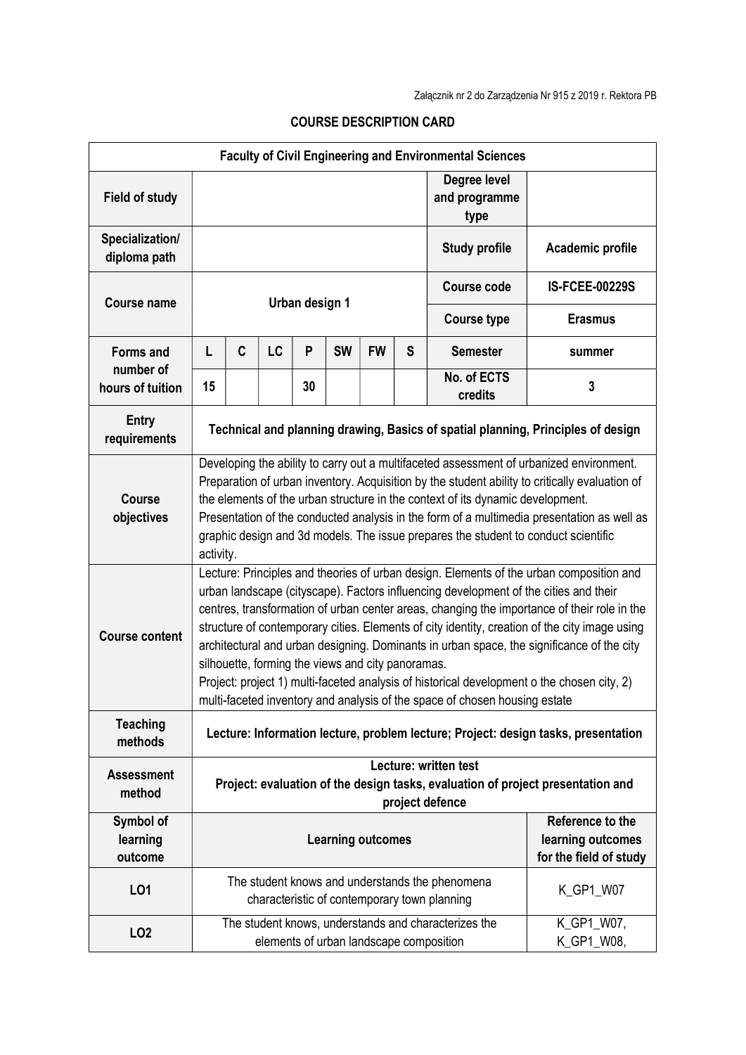Załącznik nr 2 do Zarządzenia Nr 915 z 2019 r. Rektora PB

## COURSE DESCRIPTION CARD

| **Faculty of Civil Engineering and Environmental Sciences** | | | | | | | | | |
|---|---|---|---|---|---|---|---|---|---|
| **Field of study** | | | | | | | | **Degree level and programme type** | |
| **Specialization/ diploma path** | | | | | | | | **Study profile** | **Academic profile** |
| **Course name** | **Urban design 1** | | | | | | | **Course code** | **IS-FCEE-00229S** |
| | | | | | | | | **Course type** | **Erasmus** |
| **Forms and number of hours of tuition** | **L** | **C** | **LC** | **P** | **SW** | **FW** | **S** | **Semester** | **summer** |
| | **15** | | | **30** | | | | **No. of ECTS credits** | **3** |
| **Entry requirements** | **Technical and planning drawing, Basics of spatial planning, Principles of design** | | | | | | | | |
| **Course objectives** | Developing the ability to carry out a multifaceted assessment of urbanized environment. Preparation of urban inventory. Acquisition by the student ability to critically evaluation of the elements of the urban structure in the context of its dynamic development. Presentation of the conducted analysis in the form of a multimedia presentation as well as graphic design and 3d models. The issue prepares the student to conduct scientific activity. | | | | | | | | |
| **Course content** | Lecture: Principles and theories of urban design. Elements of the urban composition and urban landscape (cityscape). Factors influencing development of the cities and their centres, transformation of urban center areas, changing the importance of their role in the structure of contemporary cities. Elements of city identity, creation of the city image using architectural and urban designing. Dominants in urban space, the significance of the city silhouette, forming the views and city panoramas. Project: project 1) multi-faceted analysis of historical development o the chosen city, 2) multi-faceted inventory and analysis of the space of chosen housing estate | | | | | | | | |
| **Teaching methods** | **Lecture: Information lecture, problem lecture; Project: design tasks, presentation** | | | | | | | | |
| **Assessment method** | **Lecture: written test Project: evaluation of the design tasks, evaluation of project presentation and project defence** | | | | | | | | |
| **Symbol of learning outcome** | **Learning outcomes** | | | | | | | | **Reference to the learning outcomes for the field of study** |
| **LO1** | The student knows and understands the phenomena characteristic of contemporary town planning | | | | | | | | K_GP1_W07 |
| **LO2** | The student knows, understands and characterizes the elements of urban landscape composition | | | | | | | | K_GP1_W07, K_GP1_W08, |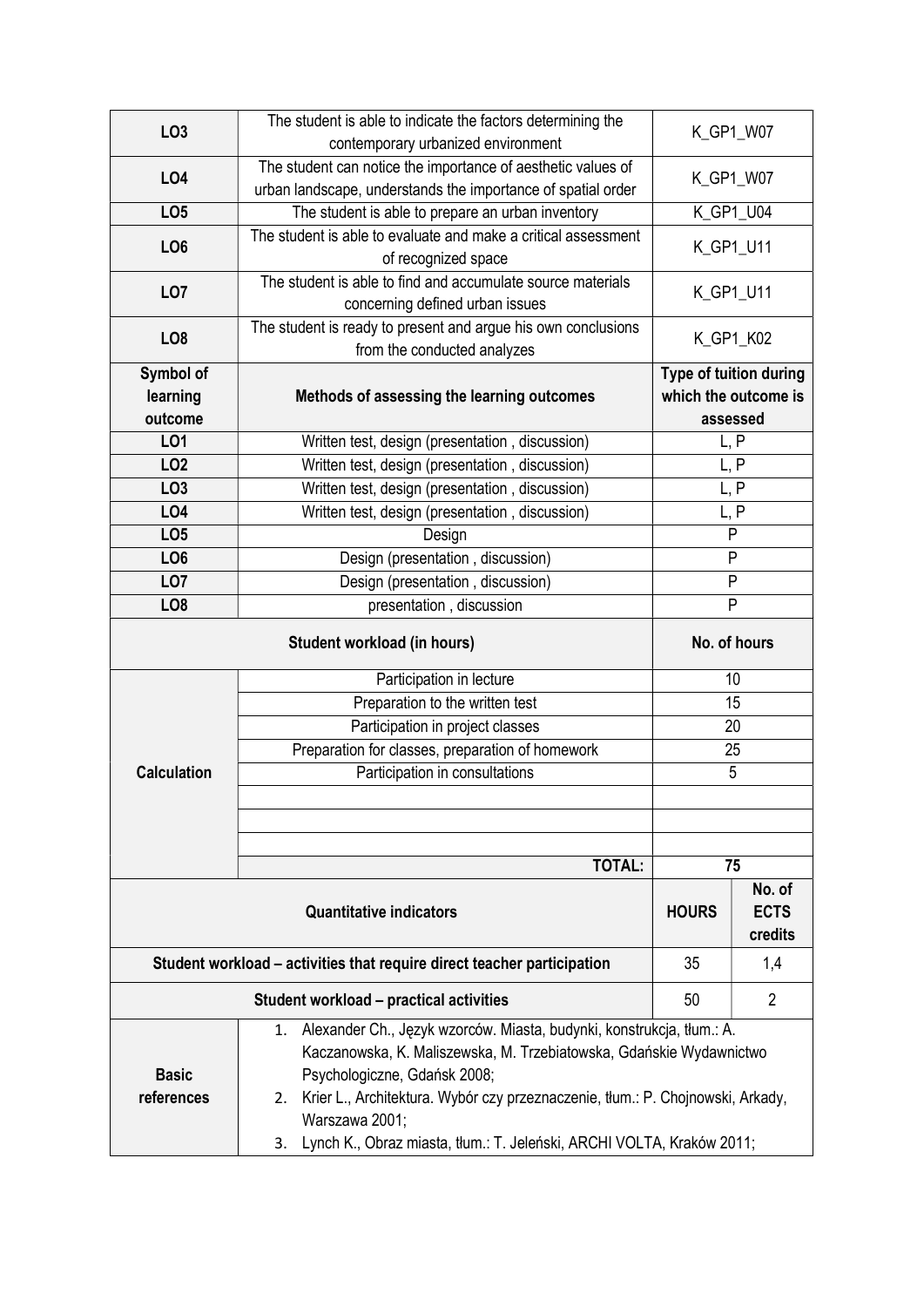| | | |
|---|---|---|
| **LO3** | The student is able to indicate the factors determining the contemporary urbanized environment | K_GP1_W07 |
| **LO4** | The student can notice the importance of aesthetic values of urban landscape, understands the importance of spatial order | K_GP1_W07 |
| **LO5** | The student is able to prepare an urban inventory | K_GP1_U04 |
| **LO6** | The student is able to evaluate and make a critical assessment of recognized space | K_GP1_U11 |
| **LO7** | The student is able to find and accumulate source materials concerning defined urban issues | K_GP1_U11 |
| **LO8** | The student is ready to present and argue his own conclusions from the conducted analyzes | K_GP1_K02 |

| Symbol of learning outcome | Methods of assessing the learning outcomes | Type of tuition during which the outcome is assessed |
|---|---|---|
| **LO1** | Written test, design (presentation , discussion) | L, P |
| **LO2** | Written test, design (presentation , discussion) | L, P |
| **LO3** | Written test, design (presentation , discussion) | L, P |
| **LO4** | Written test, design (presentation , discussion) | L, P |
| **LO5** | Design | P |
| **LO6** | Design (presentation , discussion) | P |
| **LO7** | Design (presentation , discussion) | P |
| **LO8** | presentation , discussion | P |

| **Student workload (in hours)** | | **No. of hours** |
|---|---|---|
| **Calculation** | Participation in lecture | 10 |
| | Preparation to the written test | 15 |
| | Participation in project classes | 20 |
| | Preparation for classes, preparation of homework | 25 |
| | Participation in consultations | 5 |
| | | |
| | | |
| | | |
| | **TOTAL:** | **75** |

| **Quantitative indicators** | **HOURS** | **No. of ECTS credits** |
|---|---|---|
| **Student workload – activities that require direct teacher participation** | 35 | 1,4 |
| **Student workload – practical activities** | 50 | 2 |

| | |
|---|---|
| **Basic references** | 1. Alexander Ch., Język wzorców. Miasta, budynki, konstrukcja, tłum.: A. Kaczanowska, K. Maliszewska, M. Trzebiatowska, Gdańskie Wydawnictwo Psychologiczne, Gdańsk 2008;<br>2. Krier L., Architektura. Wybór czy przeznaczenie, tłum.: P. Chojnowski, Arkady, Warszawa 2001;<br>3. Lynch K., Obraz miasta, tłum.: T. Jeleński, ARCHI VOLTA, Kraków 2011; |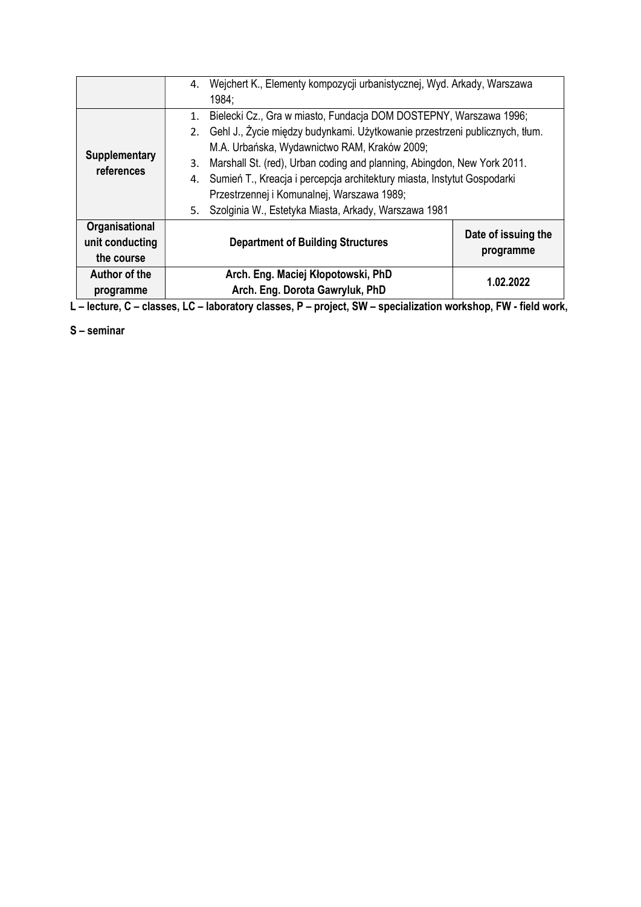| | | |
|---|---|---|
| | 4. Wejchert K., Elementy kompozycji urbanistycznej, Wyd. Arkady, Warszawa 1984; | |
| **Supplementary references** | 1. Bielecki Cz., Gra w miasto, Fundacja DOM DOSTEPNY, Warszawa 1996;<br>2. Gehl J., Życie między budynkami. Użytkowanie przestrzeni publicznych, tłum. M.A. Urbańska, Wydawnictwo RAM, Kraków 2009;<br>3. Marshall St. (red), Urban coding and planning, Abingdon, New York 2011.<br>4. Sumień T., Kreacja i percepcja architektury miasta, Instytut Gospodarki Przestrzennej i Komunalnej, Warszawa 1989;<br>5. Szolginia W., Estetyka Miasta, Arkady, Warszawa 1981 | |
| **Organisational unit conducting the course** | **Department of Building Structures** | **Date of issuing the programme** |
| **Author of the programme** | **Arch. Eng. Maciej Kłopotowski, PhD**<br>**Arch. Eng. Dorota Gawryluk, PhD** | **1.02.2022** |

**L – lecture, C – classes, LC – laboratory classes, P – project, SW – specialization workshop, FW - field work,**

**S – seminar**